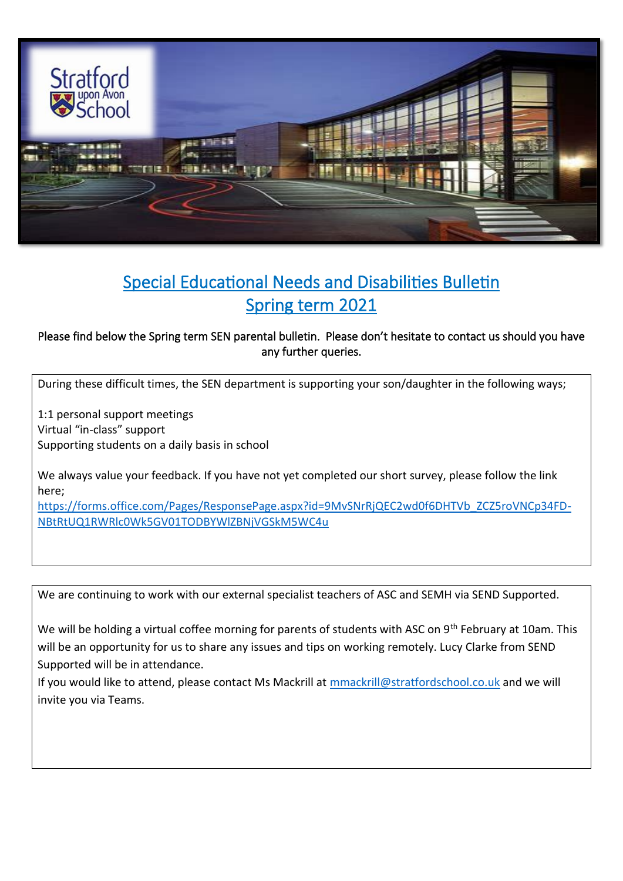# Special Educational Needs and Disabilities Bulletin
# Spring term 2021

Please find below the Spring term SEN parental bulletin. Please don't hesitate to contact us should you have any further queries.

During these difficult times, the SEN department is supporting your son/daughter in the following ways;

1:1 personal support meetings
Virtual "in-class" support
Supporting students on a daily basis in school

We always value your feedback. If you have not yet completed our short survey, please follow the link here;
https://forms.office.com/Pages/ResponsePage.aspx?id=9MvSNrRjQEC2wd0f6DHTVb_ZCZ5roVNCp34FD-NBtRtUQ1RWRlc0Wk5GV01TODBYWlZBNjVGSkM5WC4u

We are continuing to work with our external specialist teachers of ASC and SEMH via SEND Supported.

We will be holding a virtual coffee morning for parents of students with ASC on 9th February at 10am. This will be an opportunity for us to share any issues and tips on working remotely. Lucy Clarke from SEND Supported will be in attendance.
If you would like to attend, please contact Ms Mackrill at mmackrill@stratfordschool.co.uk and we will invite you via Teams.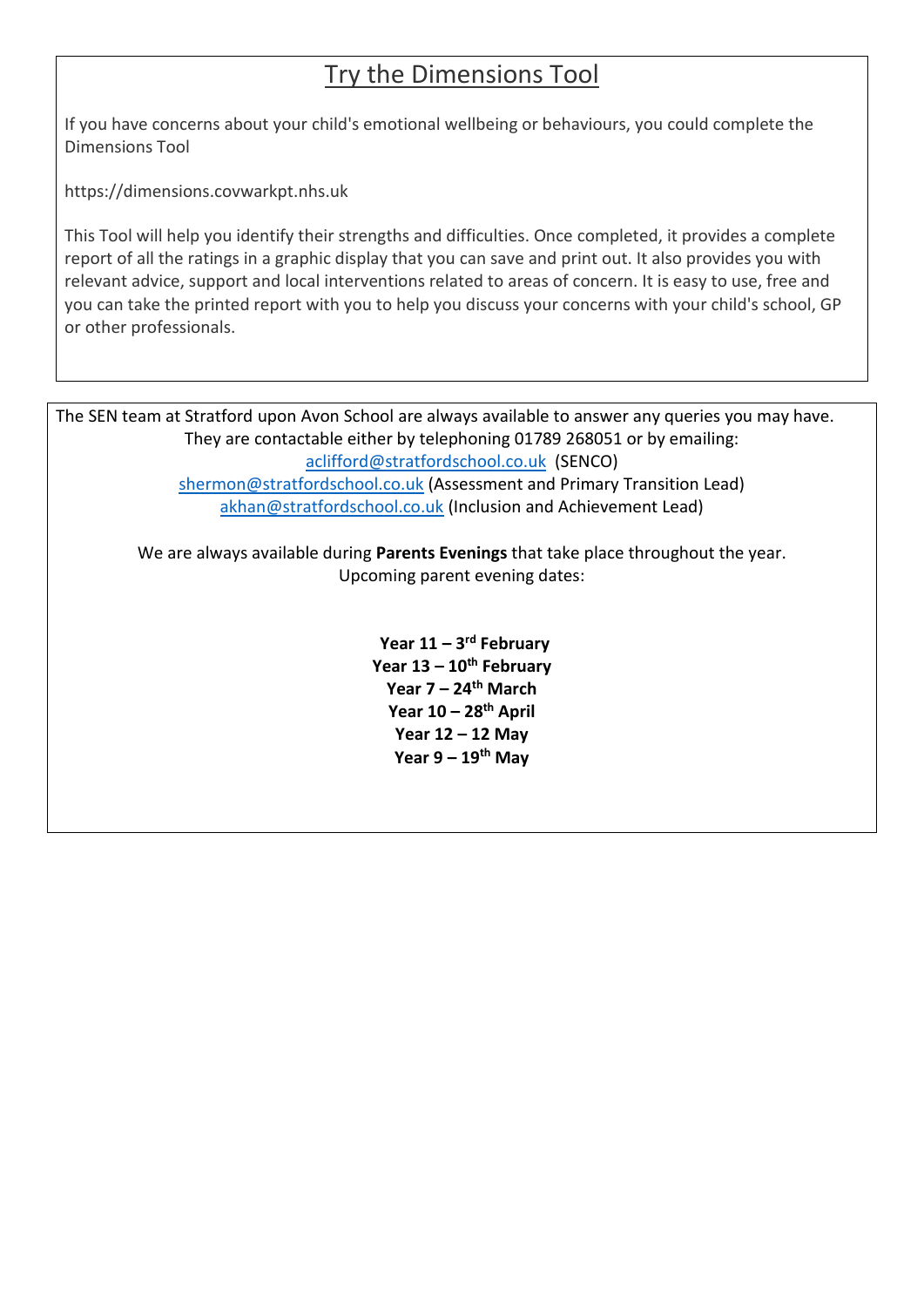## Try the Dimensions Tool

If you have concerns about your child's emotional wellbeing or behaviours, you could complete the Dimensions Tool

https://dimensions.covwarkpt.nhs.uk

This Tool will help you identify their strengths and difficulties. Once completed, it provides a complete report of all the ratings in a graphic display that you can save and print out. It also provides you with relevant advice, support and local interventions related to areas of concern. It is easy to use, free and you can take the printed report with you to help you discuss your concerns with your child's school, GP or other professionals.

The SEN team at Stratford upon Avon School are always available to answer any queries you may have. They are contactable either by telephoning 01789 268051 or by emailing:

aclifford@stratfordschool.co.uk (SENCO)

shermon@stratfordschool.co.uk (Assessment and Primary Transition Lead)

akhan@stratfordschool.co.uk (Inclusion and Achievement Lead)

We are always available during **Parents Evenings** that take place throughout the year.
Upcoming parent evening dates:

**Year 11 – 3rd February**
**Year 13 – 10th February**
**Year 7 – 24th March**
**Year 10 – 28th April**
**Year 12 – 12 May**
**Year 9 – 19th May**